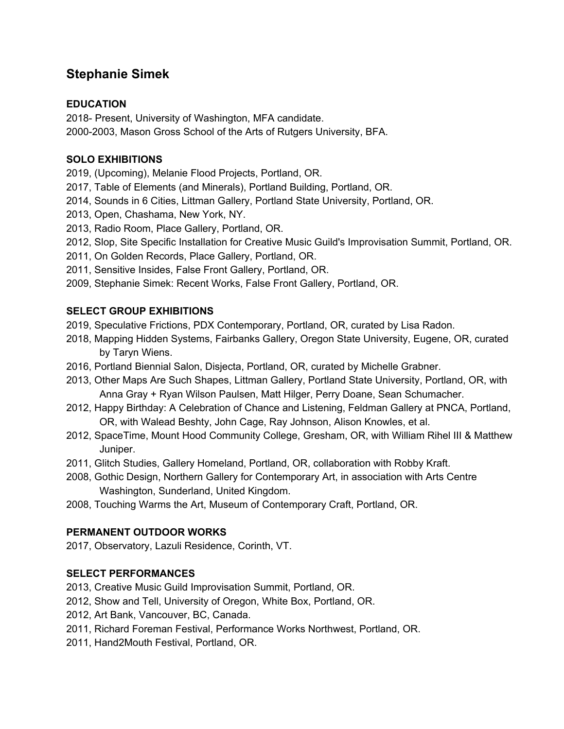# Stephanie Simek

## EDUCATION

2018- Present, University of Washington, MFA candidate.
2000-2003, Mason Gross School of the Arts of Rutgers University, BFA.

## SOLO EXHIBITIONS

2019, (Upcoming), Melanie Flood Projects, Portland, OR.
2017, Table of Elements (and Minerals), Portland Building, Portland, OR.
2014, Sounds in 6 Cities, Littman Gallery, Portland State University, Portland, OR.
2013, Open, Chashama, New York, NY.
2013, Radio Room, Place Gallery, Portland, OR.
2012, Slop, Site Specific Installation for Creative Music Guild's Improvisation Summit, Portland, OR.
2011, On Golden Records, Place Gallery, Portland, OR.
2011, Sensitive Insides, False Front Gallery, Portland, OR.
2009, Stephanie Simek: Recent Works, False Front Gallery, Portland, OR.

## SELECT GROUP EXHIBITIONS

2019, Speculative Frictions, PDX Contemporary, Portland, OR, curated by Lisa Radon.
2018, Mapping Hidden Systems, Fairbanks Gallery, Oregon State University, Eugene, OR, curated by Taryn Wiens.
2016, Portland Biennial Salon, Disjecta, Portland, OR, curated by Michelle Grabner.
2013, Other Maps Are Such Shapes, Littman Gallery, Portland State University, Portland, OR, with Anna Gray + Ryan Wilson Paulsen, Matt Hilger, Perry Doane, Sean Schumacher.
2012, Happy Birthday: A Celebration of Chance and Listening, Feldman Gallery at PNCA, Portland, OR, with Walead Beshty, John Cage, Ray Johnson, Alison Knowles, et al.
2012, SpaceTime, Mount Hood Community College, Gresham, OR, with William Rihel III & Matthew Juniper.
2011, Glitch Studies, Gallery Homeland, Portland, OR, collaboration with Robby Kraft.
2008, Gothic Design, Northern Gallery for Contemporary Art, in association with Arts Centre Washington, Sunderland, United Kingdom.
2008, Touching Warms the Art, Museum of Contemporary Craft, Portland, OR.

## PERMANENT OUTDOOR WORKS

2017, Observatory, Lazuli Residence, Corinth, VT.

## SELECT PERFORMANCES

2013, Creative Music Guild Improvisation Summit, Portland, OR.
2012, Show and Tell, University of Oregon, White Box, Portland, OR.
2012, Art Bank, Vancouver, BC, Canada.
2011, Richard Foreman Festival, Performance Works Northwest, Portland, OR.
2011, Hand2Mouth Festival, Portland, OR.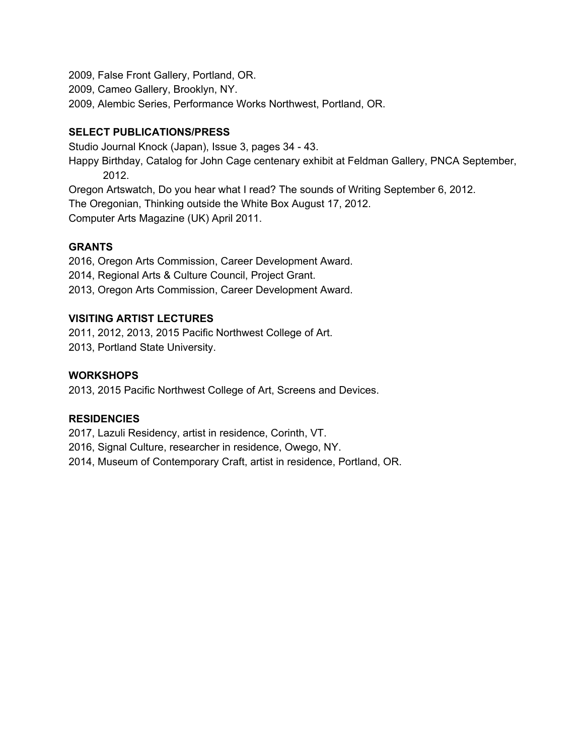2009, False Front Gallery, Portland, OR.
2009, Cameo Gallery, Brooklyn, NY.
2009, Alembic Series, Performance Works Northwest, Portland, OR.

**SELECT PUBLICATIONS/PRESS**

Studio Journal Knock (Japan), Issue 3, pages 34 - 43.
Happy Birthday, Catalog for John Cage centenary exhibit at Feldman Gallery, PNCA September, 2012.
Oregon Artswatch, Do you hear what I read? The sounds of Writing September 6, 2012.
The Oregonian, Thinking outside the White Box August 17, 2012.
Computer Arts Magazine (UK) April 2011.

**GRANTS**

2016, Oregon Arts Commission, Career Development Award.
2014, Regional Arts & Culture Council, Project Grant.
2013, Oregon Arts Commission, Career Development Award.

**VISITING ARTIST LECTURES**

2011, 2012, 2013, 2015 Pacific Northwest College of Art.
2013, Portland State University.

**WORKSHOPS**

2013, 2015 Pacific Northwest College of Art, Screens and Devices.

**RESIDENCIES**

2017, Lazuli Residency, artist in residence, Corinth, VT.
2016, Signal Culture, researcher in residence, Owego, NY.
2014, Museum of Contemporary Craft, artist in residence, Portland, OR.